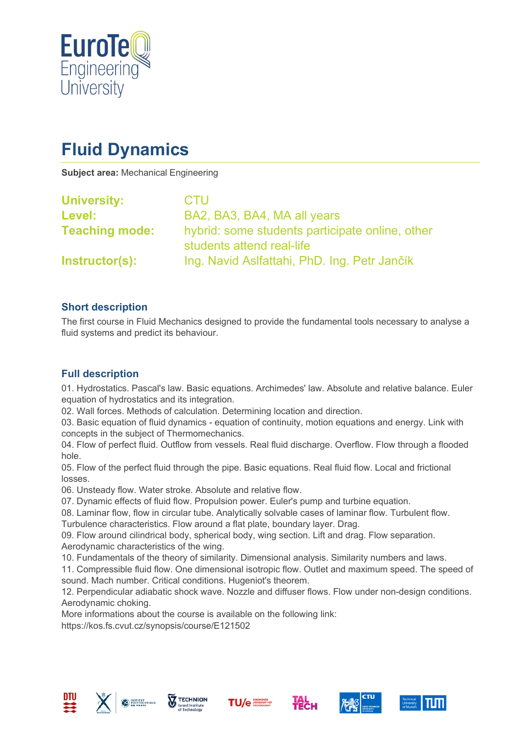# Fluid Dynamics

**Subject area:** Mechanical Engineering

| | |
|---|---|
| **University:** | CTU |
| **Level:** | BA2, BA3, BA4, MA all years |
| **Teaching mode:** | hybrid: some students participate online, other students attend real-life |
| **Instructor(s):** | Ing. Navid Aslfattahi, PhD. Ing. Petr Jančík |

## Short description

The first course in Fluid Mechanics designed to provide the fundamental tools necessary to analyse a fluid systems and predict its behaviour.

## Full description

01. Hydrostatics. Pascal's law. Basic equations. Archimedes' law. Absolute and relative balance. Euler equation of hydrostatics and its integration.
02. Wall forces. Methods of calculation. Determining location and direction.
03. Basic equation of fluid dynamics - equation of continuity, motion equations and energy. Link with concepts in the subject of Thermomechanics.
04. Flow of perfect fluid. Outflow from vessels. Real fluid discharge. Overflow. Flow through a flooded hole.
05. Flow of the perfect fluid through the pipe. Basic equations. Real fluid flow. Local and frictional losses.
06. Unsteady flow. Water stroke. Absolute and relative flow.
07. Dynamic effects of fluid flow. Propulsion power. Euler's pump and turbine equation.
08. Laminar flow, flow in circular tube. Analytically solvable cases of laminar flow. Turbulent flow. Turbulence characteristics. Flow around a flat plate, boundary layer. Drag.
09. Flow around cilindrical body, spherical body, wing section. Lift and drag. Flow separation. Aerodynamic characteristics of the wing.
10. Fundamentals of the theory of similarity. Dimensional analysis. Similarity numbers and laws.
11. Compressible fluid flow. One dimensional isotropic flow. Outlet and maximum speed. The speed of sound. Mach number. Critical conditions. Hugeniot's theorem.
12. Perpendicular adiabatic shock wave. Nozzle and diffuser flows. Flow under non-design conditions. Aerodynamic choking.

More informations about the course is available on the following link:
https://kos.fs.cvut.cz/synopsis/course/E121502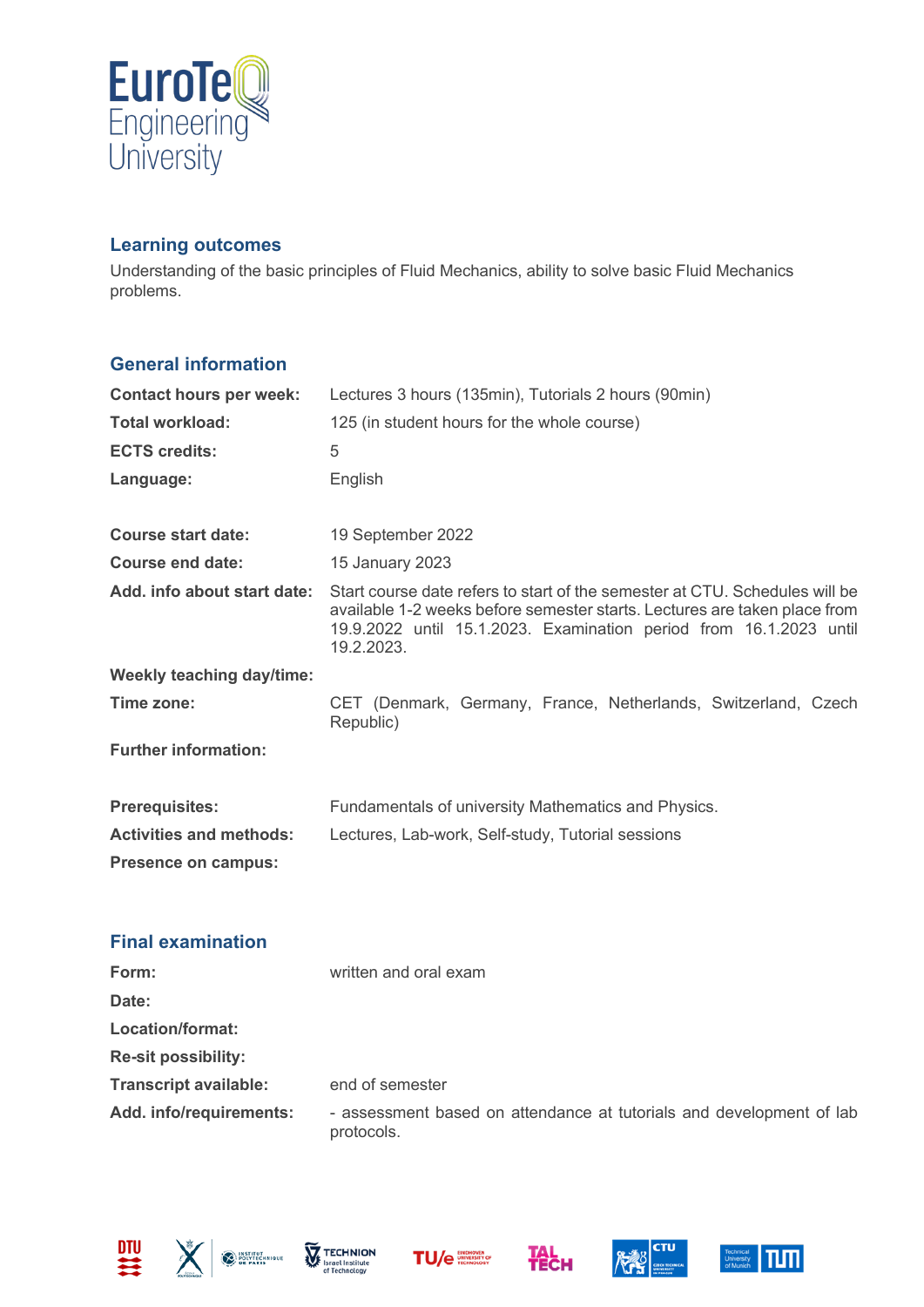## Learning outcomes

Understanding of the basic principles of Fluid Mechanics, ability to solve basic Fluid Mechanics problems.

## General information

| | |
|---|---|
| **Contact hours per week:** | Lectures 3 hours (135min), Tutorials 2 hours (90min) |
| **Total workload:** | 125 (in student hours for the whole course) |
| **ECTS credits:** | 5 |
| **Language:** | English |
| | |
| **Course start date:** | 19 September 2022 |
| **Course end date:** | 15 January 2023 |
| **Add. info about start date:** | Start course date refers to start of the semester at CTU. Schedules will be available 1-2 weeks before semester starts. Lectures are taken place from 19.9.2022 until 15.1.2023. Examination period from 16.1.2023 until 19.2.2023. |
| **Weekly teaching day/time:** | |
| **Time zone:** | CET (Denmark, Germany, France, Netherlands, Switzerland, Czech Republic) |
| **Further information:** | |
| | |
| **Prerequisites:** | Fundamentals of university Mathematics and Physics. |
| **Activities and methods:** | Lectures, Lab-work, Self-study, Tutorial sessions |
| **Presence on campus:** | |

## Final examination

| | |
|---|---|
| **Form:** | written and oral exam |
| **Date:** | |
| **Location/format:** | |
| **Re-sit possibility:** | |
| **Transcript available:** | end of semester |
| **Add. info/requirements:** | - assessment based on attendance at tutorials and development of lab protocols. |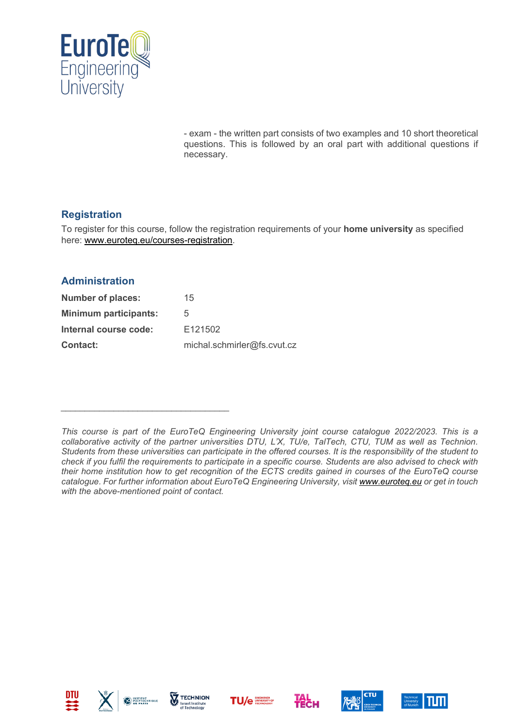- exam - the written part consists of two examples and 10 short theoretical questions. This is followed by an oral part with additional questions if necessary.

## Registration

To register for this course, follow the registration requirements of your **home university** as specified here: www.euroteq.eu/courses-registration.

## Administration

| | |
|---|---|
| **Number of places:** | 15 |
| **Minimum participants:** | 5 |
| **Internal course code:** | E121502 |
| **Contact:** | michal.schmirler@fs.cvut.cz |

___________________________________

*This course is part of the EuroTeQ Engineering University joint course catalogue 2022/2023. This is a collaborative activity of the partner universities DTU, L'X, TU/e, TalTech, CTU, TUM as well as Technion. Students from these universities can participate in the offered courses. It is the responsibility of the student to check if you fulfil the requirements to participate in a specific course. Students are also advised to check with their home institution how to get recognition of the ECTS credits gained in courses of the EuroTeQ course catalogue. For further information about EuroTeQ Engineering University, visit www.euroteq.eu or get in touch with the above-mentioned point of contact.*